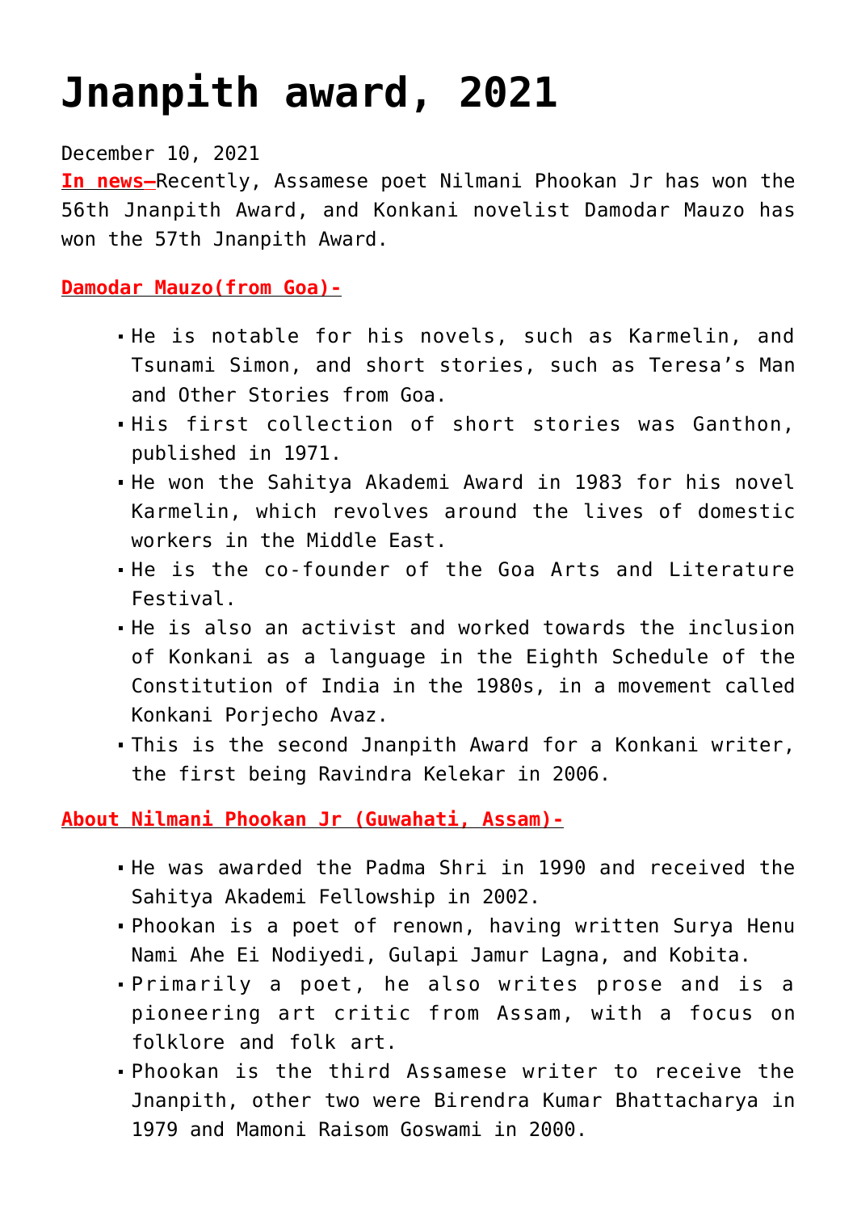# Jnanpith award, 2021

December 10, 2021

**In news–**Recently, Assamese poet Nilmani Phookan Jr has won the 56th Jnanpith Award, and Konkani novelist Damodar Mauzo has won the 57th Jnanpith Award.

**Damodar Mauzo(from Goa)-**

- He is notable for his novels, such as Karmelin, and Tsunami Simon, and short stories, such as Teresa's Man and Other Stories from Goa.
- His first collection of short stories was Ganthon, published in 1971.
- He won the Sahitya Akademi Award in 1983 for his novel Karmelin, which revolves around the lives of domestic workers in the Middle East.
- He is the co-founder of the Goa Arts and Literature Festival.
- He is also an activist and worked towards the inclusion of Konkani as a language in the Eighth Schedule of the Constitution of India in the 1980s, in a movement called Konkani Porjecho Avaz.
- This is the second Jnanpith Award for a Konkani writer, the first being Ravindra Kelekar in 2006.

**About Nilmani Phookan Jr (Guwahati, Assam)-**

- He was awarded the Padma Shri in 1990 and received the Sahitya Akademi Fellowship in 2002.
- Phookan is a poet of renown, having written Surya Henu Nami Ahe Ei Nodiyedi, Gulapi Jamur Lagna, and Kobita.
- Primarily a poet, he also writes prose and is a pioneering art critic from Assam, with a focus on folklore and folk art.
- Phookan is the third Assamese writer to receive the Jnanpith, other two were Birendra Kumar Bhattacharya in 1979 and Mamoni Raisom Goswami in 2000.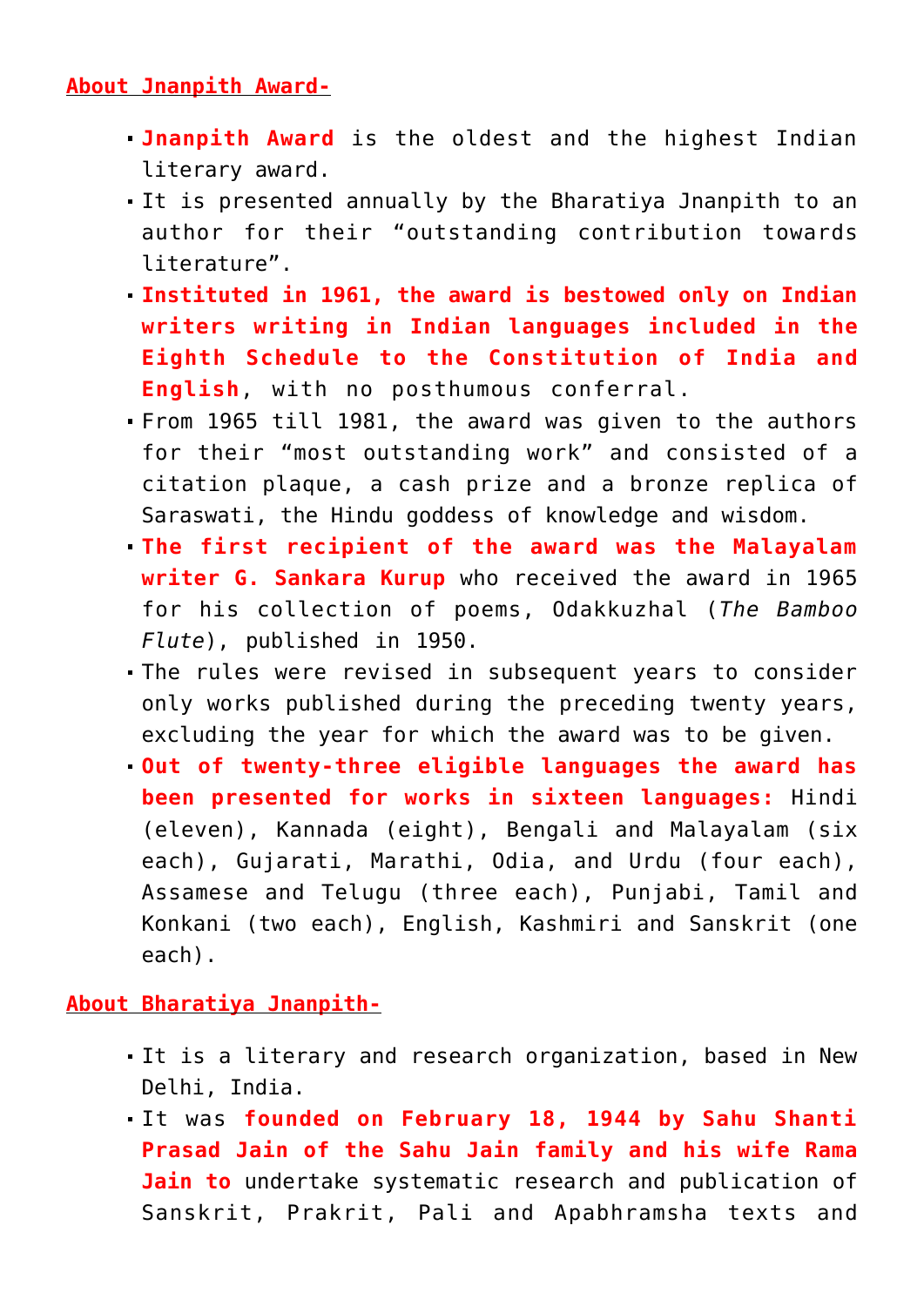## About Jnanpith Award-

- **Jnanpith Award** is the oldest and the highest Indian literary award.
- It is presented annually by the Bharatiya Jnanpith to an author for their "outstanding contribution towards literature".
- **Instituted in 1961, the award is bestowed only on Indian writers writing in Indian languages included in the Eighth Schedule to the Constitution of India and English**, with no posthumous conferral.
- From 1965 till 1981, the award was given to the authors for their "most outstanding work" and consisted of a citation plaque, a cash prize and a bronze replica of Saraswati, the Hindu goddess of knowledge and wisdom.
- **The first recipient of the award was the Malayalam writer G. Sankara Kurup** who received the award in 1965 for his collection of poems, Odakkuzhal (*The Bamboo Flute*), published in 1950.
- The rules were revised in subsequent years to consider only works published during the preceding twenty years, excluding the year for which the award was to be given.
- **Out of twenty-three eligible languages the award has been presented for works in sixteen languages:** Hindi (eleven), Kannada (eight), Bengali and Malayalam (six each), Gujarati, Marathi, Odia, and Urdu (four each), Assamese and Telugu (three each), Punjabi, Tamil and Konkani (two each), English, Kashmiri and Sanskrit (one each).

## About Bharatiya Jnanpith-

- It is a literary and research organization, based in New Delhi, India.
- It was **founded on February 18, 1944 by Sahu Shanti Prasad Jain of the Sahu Jain family and his wife Rama Jain to** undertake systematic research and publication of Sanskrit, Prakrit, Pali and Apabhramsha texts and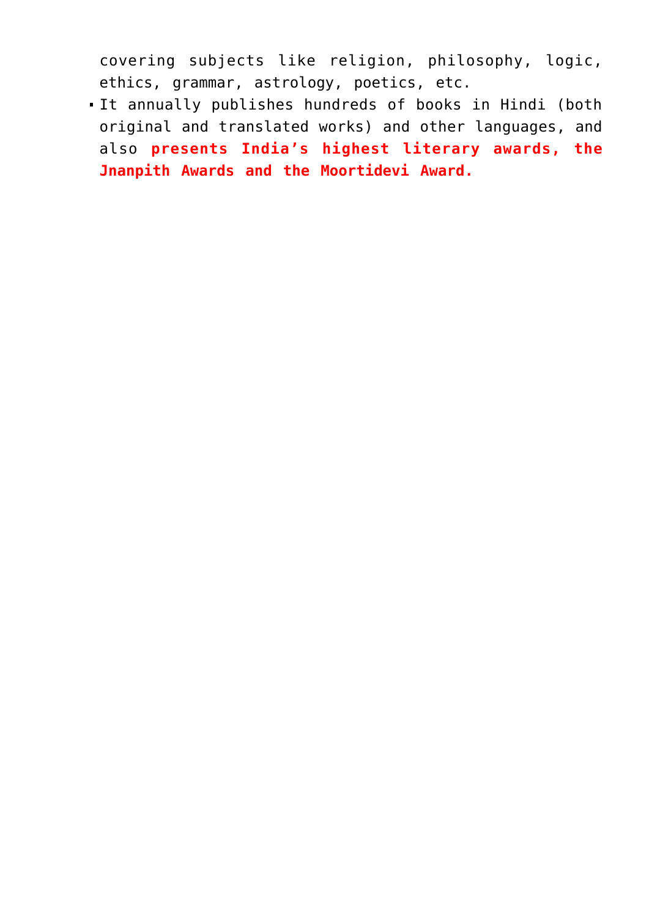covering subjects like religion, philosophy, logic, ethics, grammar, astrology, poetics, etc.

- It annually publishes hundreds of books in Hindi (both original and translated works) and other languages, and also **presents India's highest literary awards, the Jnanpith Awards and the Moortidevi Award.**